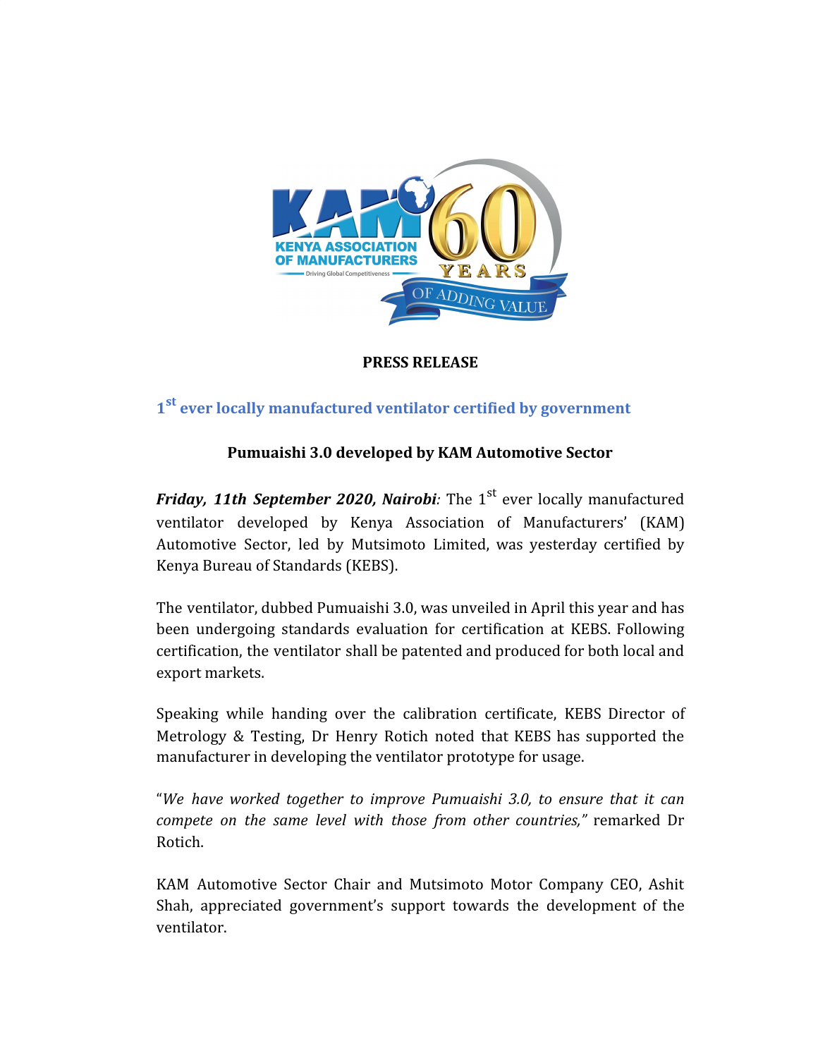**PRESS RELEASE**

## 1st ever locally manufactured ventilator certified by government

### Pumuaishi 3.0 developed by KAM Automotive Sector

***Friday, 11th September 2020, Nairobi****:* The 1st ever locally manufactured ventilator developed by Kenya Association of Manufacturers' (KAM) Automotive Sector, led by Mutsimoto Limited, was yesterday certified by Kenya Bureau of Standards (KEBS).

The ventilator, dubbed Pumuaishi 3.0, was unveiled in April this year and has been undergoing standards evaluation for certification at KEBS. Following certification, the ventilator shall be patented and produced for both local and export markets.

Speaking while handing over the calibration certificate, KEBS Director of Metrology & Testing, Dr Henry Rotich noted that KEBS has supported the manufacturer in developing the ventilator prototype for usage.

"*We have worked together to improve Pumuaishi 3.0, to ensure that it can compete on the same level with those from other countries,"* remarked Dr Rotich.

KAM Automotive Sector Chair and Mutsimoto Motor Company CEO, Ashit Shah, appreciated government's support towards the development of the ventilator.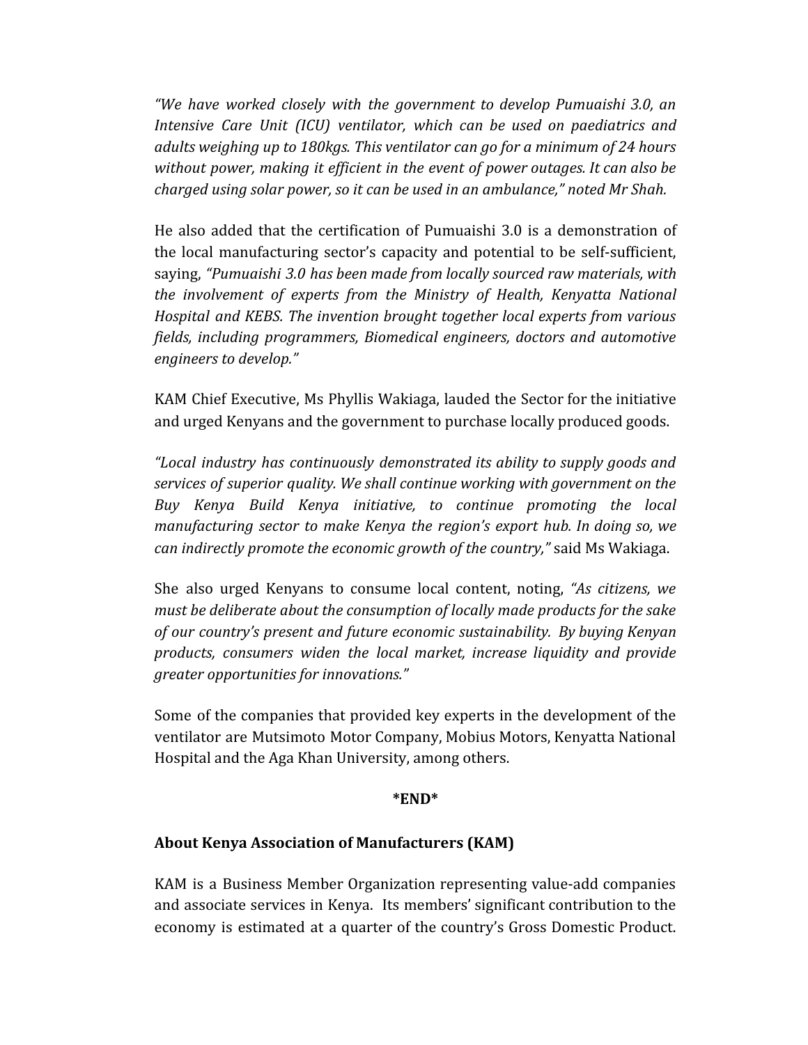*"We have worked closely with the government to develop Pumuaishi 3.0, an Intensive Care Unit (ICU) ventilator, which can be used on paediatrics and adults weighing up to 180kgs. This ventilator can go for a minimum of 24 hours without power, making it efficient in the event of power outages. It can also be charged using solar power, so it can be used in an ambulance," noted Mr Shah.*

He also added that the certification of Pumuaishi 3.0 is a demonstration of the local manufacturing sector's capacity and potential to be self-sufficient, saying, *"Pumuaishi 3.0 has been made from locally sourced raw materials, with the involvement of experts from the Ministry of Health, Kenyatta National Hospital and KEBS. The invention brought together local experts from various fields, including programmers, Biomedical engineers, doctors and automotive engineers to develop."*

KAM Chief Executive, Ms Phyllis Wakiaga, lauded the Sector for the initiative and urged Kenyans and the government to purchase locally produced goods.

*"Local industry has continuously demonstrated its ability to supply goods and services of superior quality. We shall continue working with government on the Buy Kenya Build Kenya initiative, to continue promoting the local manufacturing sector to make Kenya the region's export hub. In doing so, we can indirectly promote the economic growth of the country,"* said Ms Wakiaga.

She also urged Kenyans to consume local content, noting, *"As citizens, we must be deliberate about the consumption of locally made products for the sake of our country's present and future economic sustainability. By buying Kenyan products, consumers widen the local market, increase liquidity and provide greater opportunities for innovations."*

Some of the companies that provided key experts in the development of the ventilator are Mutsimoto Motor Company, Mobius Motors, Kenyatta National Hospital and the Aga Khan University, among others.

**\*END\***

**About Kenya Association of Manufacturers (KAM)**

KAM is a Business Member Organization representing value-add companies and associate services in Kenya. Its members' significant contribution to the economy is estimated at a quarter of the country's Gross Domestic Product.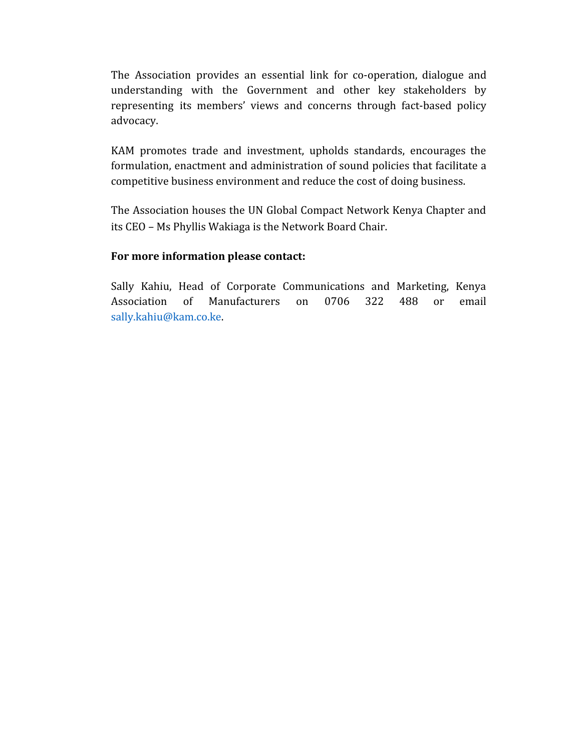The Association provides an essential link for co-operation, dialogue and understanding with the Government and other key stakeholders by representing its members' views and concerns through fact-based policy advocacy.

KAM promotes trade and investment, upholds standards, encourages the formulation, enactment and administration of sound policies that facilitate a competitive business environment and reduce the cost of doing business.

The Association houses the UN Global Compact Network Kenya Chapter and its CEO – Ms Phyllis Wakiaga is the Network Board Chair.

**For more information please contact:**

Sally Kahiu, Head of Corporate Communications and Marketing, Kenya Association of Manufacturers on 0706 322 488 or email sally.kahiu@kam.co.ke.